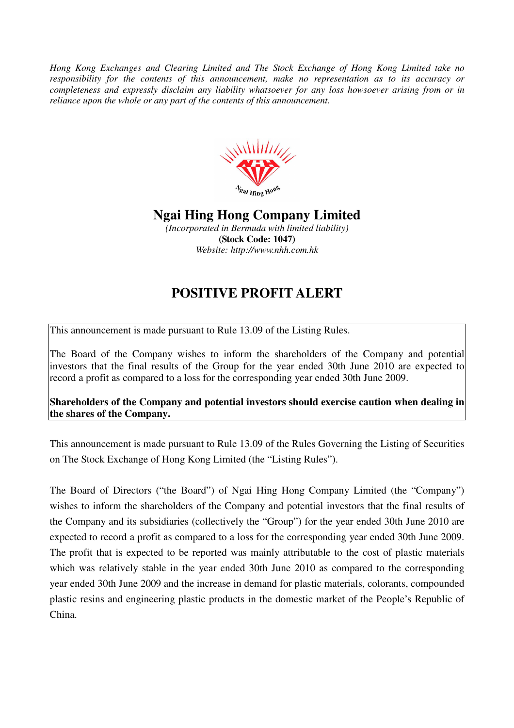*Hong Kong Exchanges and Clearing Limited and The Stock Exchange of Hong Kong Limited take no responsibility for the contents of this announcement, make no representation as to its accuracy or completeness and expressly disclaim any liability whatsoever for any loss howsoever arising from or in reliance upon the whole or any part of the contents of this announcement.*

# Ngai Hing Hong Company Limited

*(Incorporated in Bermuda with limited liability)*

**(Stock Code: 1047)**

*Website: http://www.nhh.com.hk*

## POSITIVE PROFIT ALERT

This announcement is made pursuant to Rule 13.09 of the Listing Rules.

The Board of the Company wishes to inform the shareholders of the Company and potential investors that the final results of the Group for the year ended 30th June 2010 are expected to record a profit as compared to a loss for the corresponding year ended 30th June 2009.

**Shareholders of the Company and potential investors should exercise caution when dealing in the shares of the Company.**

This announcement is made pursuant to Rule 13.09 of the Rules Governing the Listing of Securities on The Stock Exchange of Hong Kong Limited (the "Listing Rules").

The Board of Directors ("the Board") of Ngai Hing Hong Company Limited (the "Company") wishes to inform the shareholders of the Company and potential investors that the final results of the Company and its subsidiaries (collectively the "Group") for the year ended 30th June 2010 are expected to record a profit as compared to a loss for the corresponding year ended 30th June 2009. The profit that is expected to be reported was mainly attributable to the cost of plastic materials which was relatively stable in the year ended 30th June 2010 as compared to the corresponding year ended 30th June 2009 and the increase in demand for plastic materials, colorants, compounded plastic resins and engineering plastic products in the domestic market of the People's Republic of China.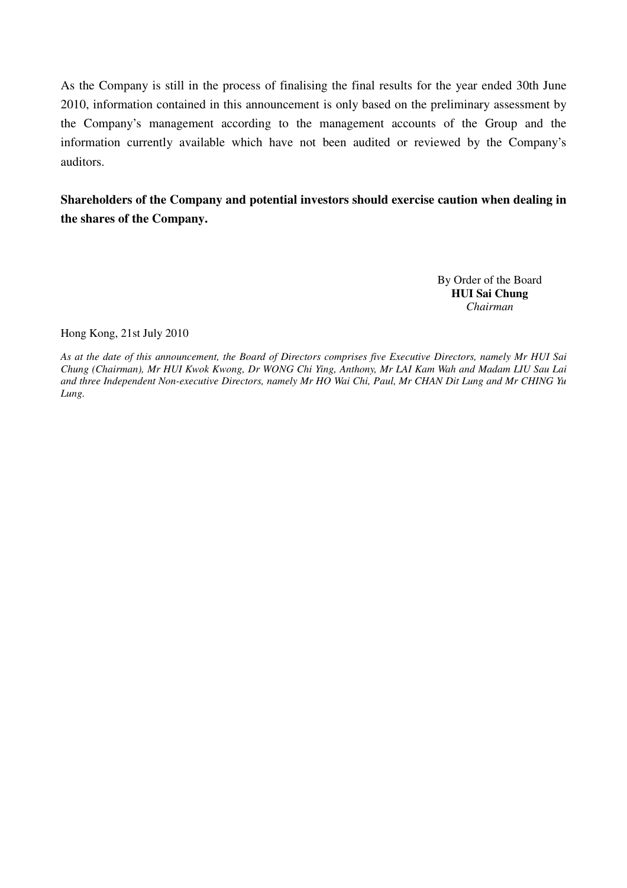As the Company is still in the process of finalising the final results for the year ended 30th June 2010, information contained in this announcement is only based on the preliminary assessment by the Company's management according to the management accounts of the Group and the information currently available which have not been audited or reviewed by the Company's auditors.

**Shareholders of the Company and potential investors should exercise caution when dealing in the shares of the Company.**

By Order of the Board
**HUI Sai Chung**
*Chairman*

Hong Kong, 21st July 2010

*As at the date of this announcement, the Board of Directors comprises five Executive Directors, namely Mr HUI Sai Chung (Chairman), Mr HUI Kwok Kwong, Dr WONG Chi Ying, Anthony, Mr LAI Kam Wah and Madam LIU Sau Lai and three Independent Non-executive Directors, namely Mr HO Wai Chi, Paul, Mr CHAN Dit Lung and Mr CHING Yu Lung.*